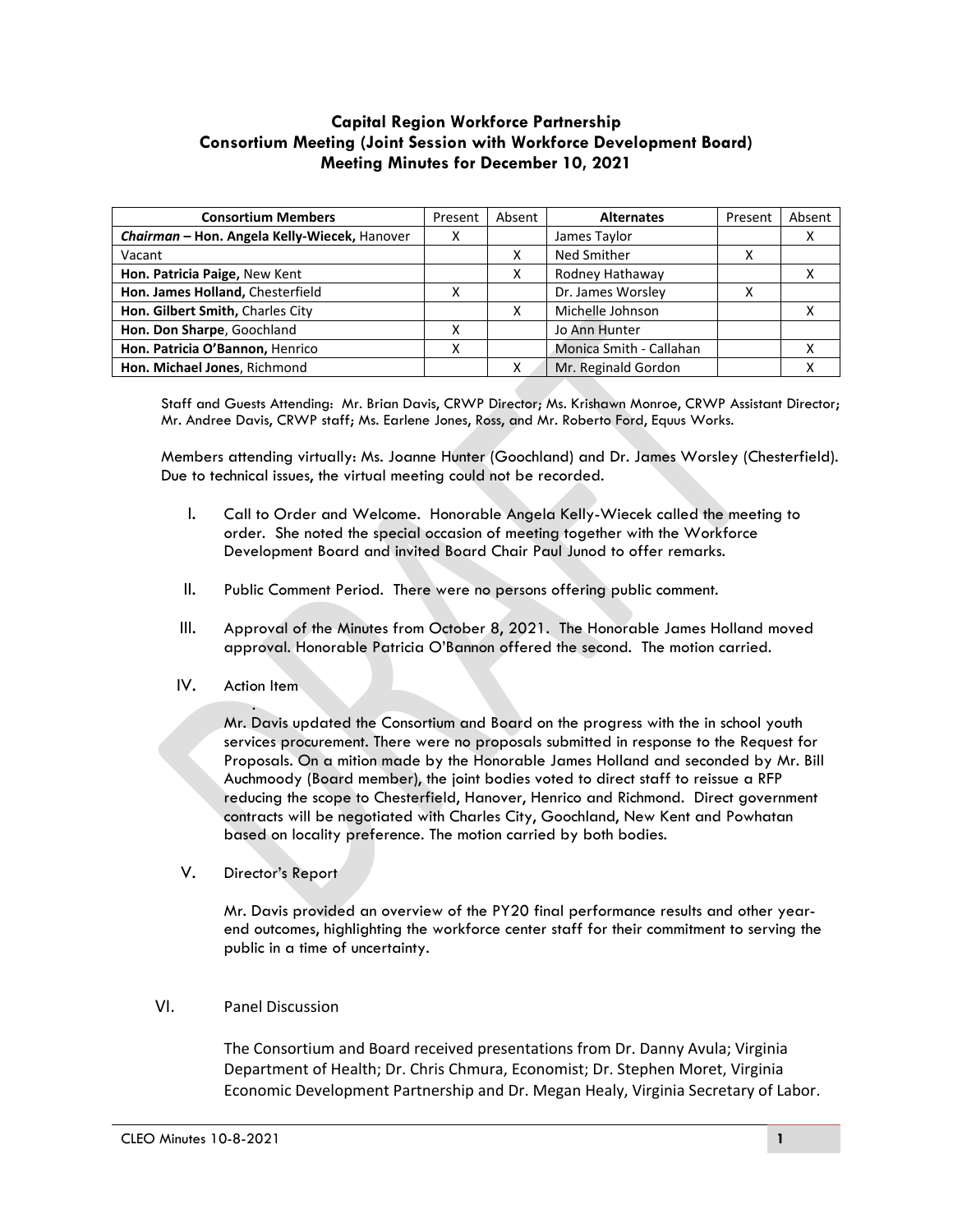**Capital Region Workforce Partnership**
**Consortium Meeting (Joint Session with Workforce Development Board)**
**Meeting Minutes for December 10, 2021**

| Consortium Members | Present | Absent | Alternates | Present | Absent |
|---|---|---|---|---|---|
| ***Chairman* – Hon. Angela Kelly-Wiecek,** Hanover | X | | James Taylor | | X |
| Vacant | | X | Ned Smither | X | |
| **Hon. Patricia Paige,** New Kent | | X | Rodney Hathaway | | X |
| **Hon. James Holland,** Chesterfield | X | | Dr. James Worsley | X | |
| **Hon. Gilbert Smith,** Charles City | | X | Michelle Johnson | | X |
| **Hon. Don Sharpe**, Goochland | X | | Jo Ann Hunter | | |
| **Hon. Patricia O'Bannon,** Henrico | X | | Monica Smith - Callahan | | X |
| **Hon. Michael Jones**, Richmond | | X | Mr. Reginald Gordon | | X |

Staff and Guests Attending: Mr. Brian Davis, CRWP Director; Ms. Krishawn Monroe, CRWP Assistant Director; Mr. Andree Davis, CRWP staff; Ms. Earlene Jones, Ross, and Mr. Roberto Ford, Equus Works.

Members attending virtually: Ms. Joanne Hunter (Goochland) and Dr. James Worsley (Chesterfield). Due to technical issues, the virtual meeting could not be recorded.

I. Call to Order and Welcome. Honorable Angela Kelly-Wiecek called the meeting to order. She noted the special occasion of meeting together with the Workforce Development Board and invited Board Chair Paul Junod to offer remarks.

II. Public Comment Period. There were no persons offering public comment.

III. Approval of the Minutes from October 8, 2021. The Honorable James Holland moved approval. Honorable Patricia O'Bannon offered the second. The motion carried.

IV. Action Item

Mr. Davis updated the Consortium and Board on the progress with the in school youth services procurement. There were no proposals submitted in response to the Request for Proposals. On a mition made by the Honorable James Holland and seconded by Mr. Bill Auchmoody (Board member), the joint bodies voted to direct staff to reissue a RFP reducing the scope to Chesterfield, Hanover, Henrico and Richmond. Direct government contracts will be negotiated with Charles City, Goochland, New Kent and Powhatan based on locality preference. The motion carried by both bodies.

V. Director's Report

Mr. Davis provided an overview of the PY20 final performance results and other year-end outcomes, highlighting the workforce center staff for their commitment to serving the public in a time of uncertainty.

VI. Panel Discussion

The Consortium and Board received presentations from Dr. Danny Avula; Virginia Department of Health; Dr. Chris Chmura, Economist; Dr. Stephen Moret, Virginia Economic Development Partnership and Dr. Megan Healy, Virginia Secretary of Labor.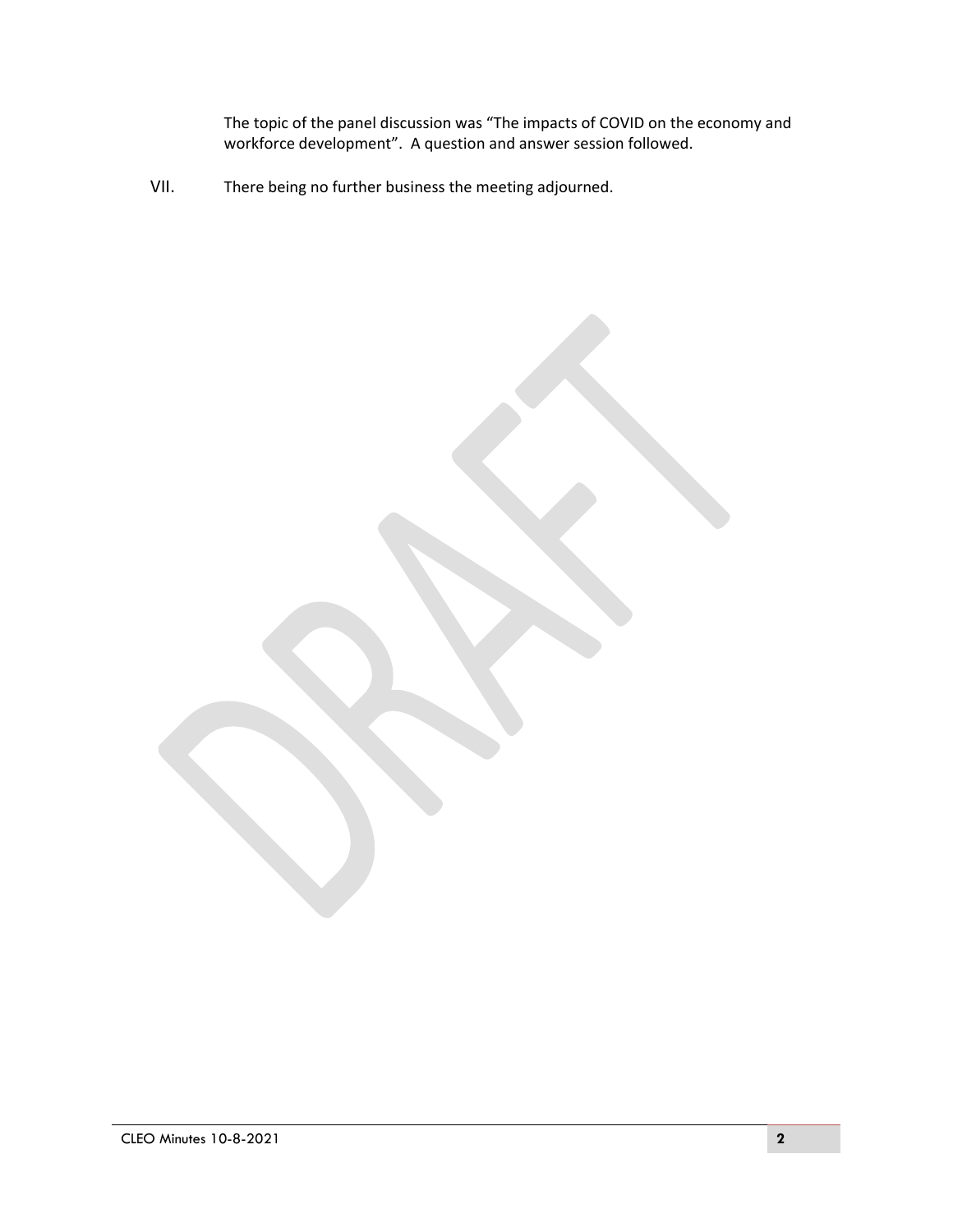The topic of the panel discussion was "The impacts of COVID on the economy and workforce development". A question and answer session followed.

VII. There being no further business the meeting adjourned.